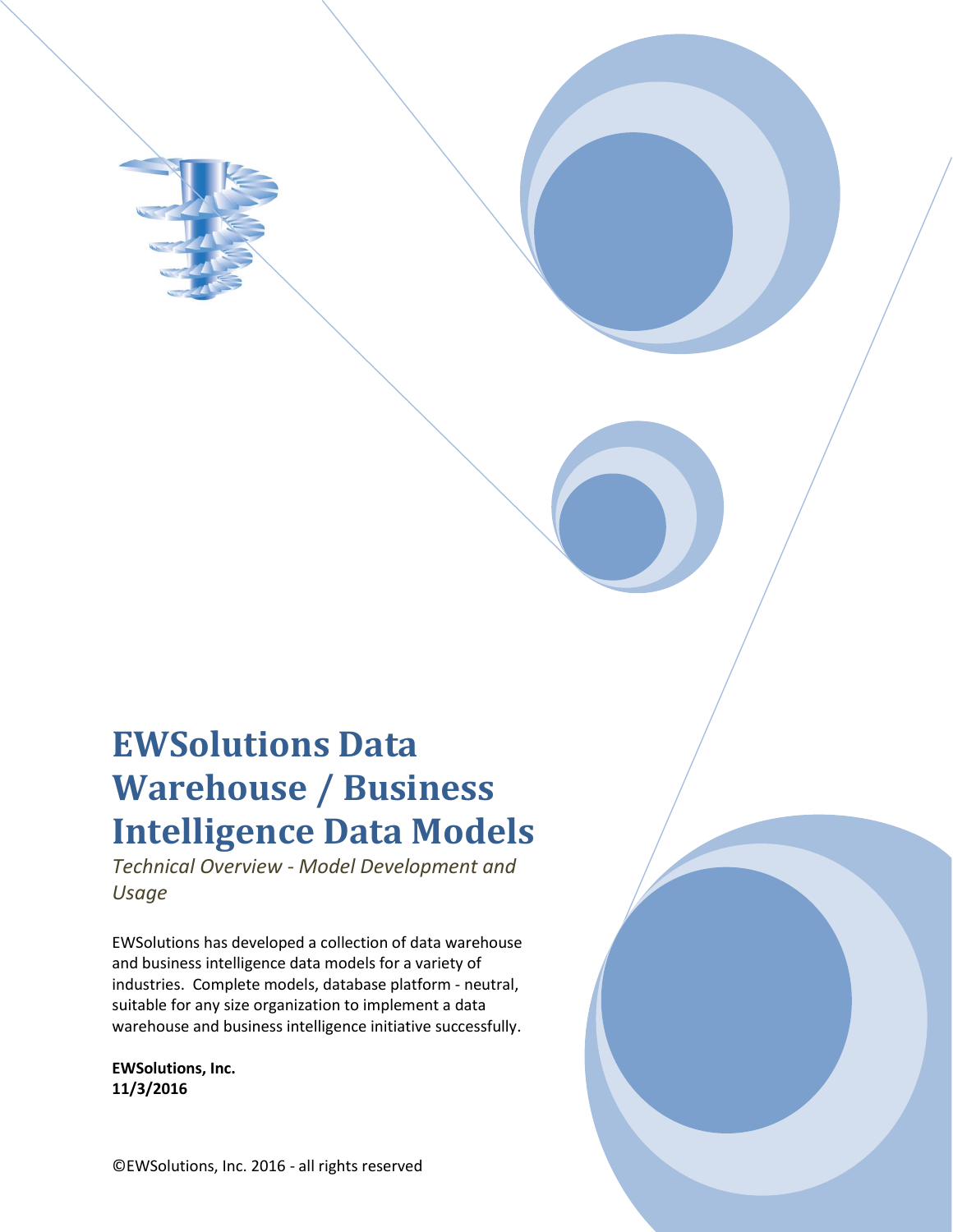# EWSolutions Data Warehouse / Business Intelligence Data Models

*Technical Overview - Model Development and Usage*

EWSolutions has developed a collection of data warehouse and business intelligence data models for a variety of industries. Complete models, database platform - neutral, suitable for any size organization to implement a data warehouse and business intelligence initiative successfully.

**EWSolutions, Inc.**
**11/3/2016**

©EWSolutions, Inc. 2016 - all rights reserved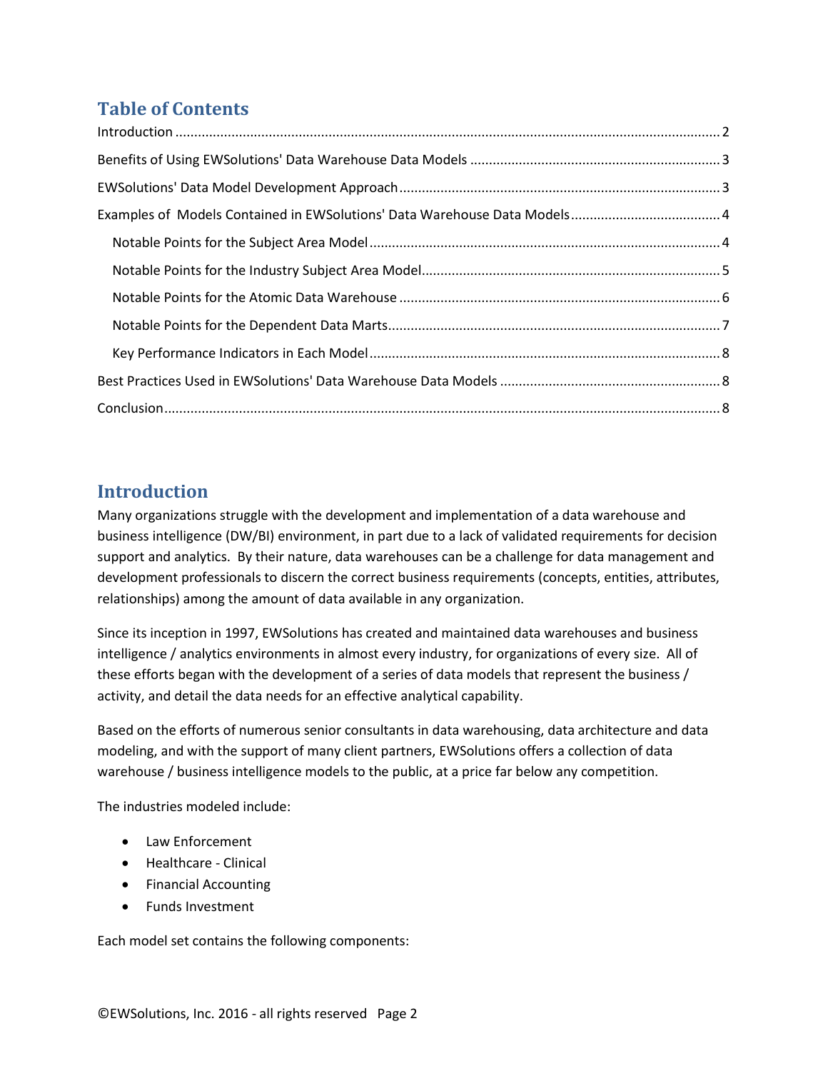## Table of Contents

Introduction ........................................................................................................................................ 2

Benefits of Using EWSolutions' Data Warehouse Data Models .................................................................. 3

EWSolutions' Data Model Development Approach ..................................................................................... 3

Examples of Models Contained in EWSolutions' Data Warehouse Data Models ........................................ 4

Notable Points for the Subject Area Model ............................................................................................ 4

Notable Points for the Industry Subject Area Model ............................................................................... 5

Notable Points for the Atomic Data Warehouse ..................................................................................... 6

Notable Points for the Dependent Data Marts ......................................................................................... 7

Key Performance Indicators in Each Model ............................................................................................ 8

Best Practices Used in EWSolutions' Data Warehouse Data Models .......................................................... 8

Conclusion .................................................................................................................................................. 8

## Introduction

Many organizations struggle with the development and implementation of a data warehouse and business intelligence (DW/BI) environment, in part due to a lack of validated requirements for decision support and analytics. By their nature, data warehouses can be a challenge for data management and development professionals to discern the correct business requirements (concepts, entities, attributes, relationships) among the amount of data available in any organization.

Since its inception in 1997, EWSolutions has created and maintained data warehouses and business intelligence / analytics environments in almost every industry, for organizations of every size. All of these efforts began with the development of a series of data models that represent the business / activity, and detail the data needs for an effective analytical capability.

Based on the efforts of numerous senior consultants in data warehousing, data architecture and data modeling, and with the support of many client partners, EWSolutions offers a collection of data warehouse / business intelligence models to the public, at a price far below any competition.

The industries modeled include:

- Law Enforcement
- Healthcare - Clinical
- Financial Accounting
- Funds Investment

Each model set contains the following components: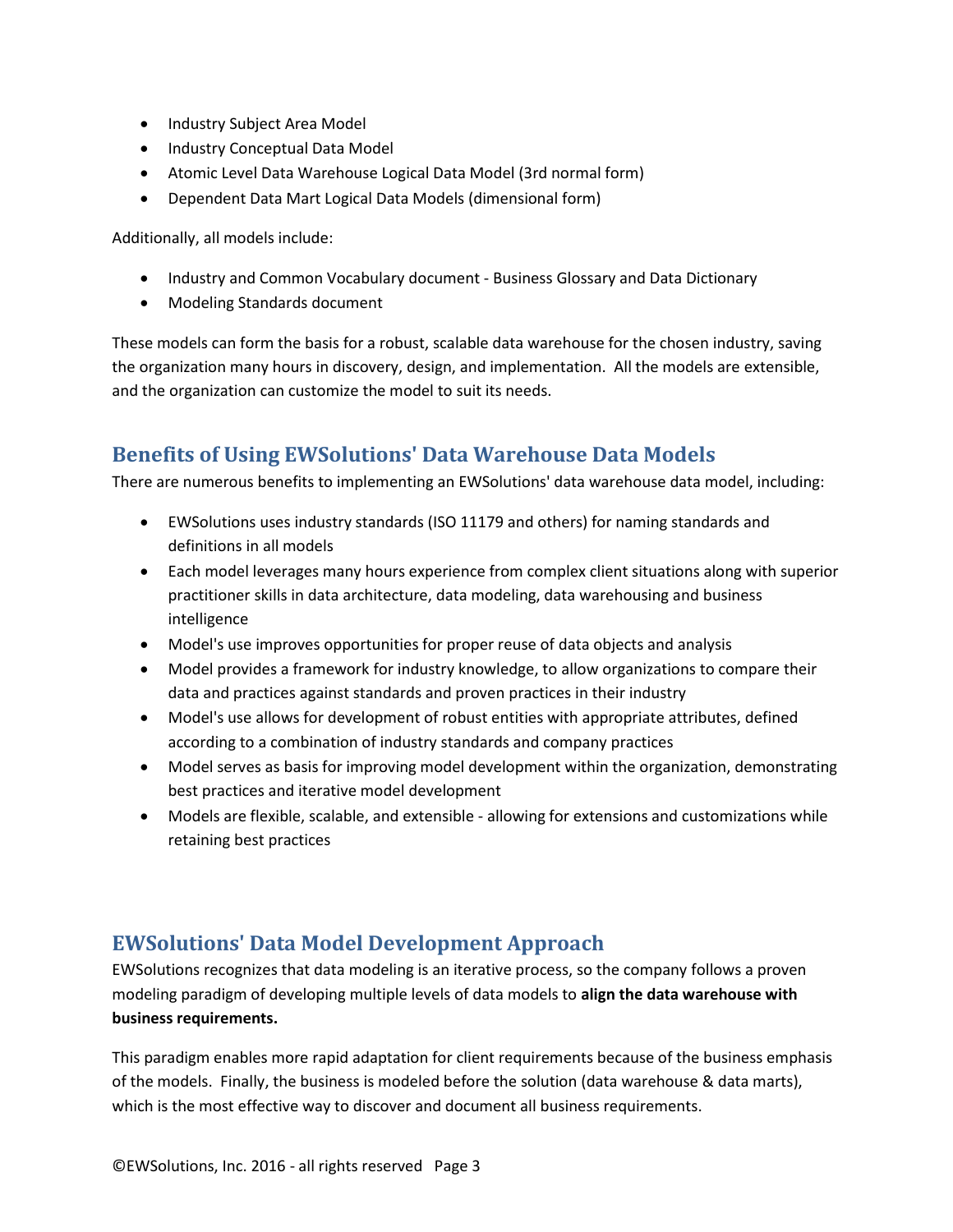- Industry Subject Area Model
- Industry Conceptual Data Model
- Atomic Level Data Warehouse Logical Data Model (3rd normal form)
- Dependent Data Mart Logical Data Models (dimensional form)

Additionally, all models include:

- Industry and Common Vocabulary document - Business Glossary and Data Dictionary
- Modeling Standards document

These models can form the basis for a robust, scalable data warehouse for the chosen industry, saving the organization many hours in discovery, design, and implementation. All the models are extensible, and the organization can customize the model to suit its needs.

## Benefits of Using EWSolutions' Data Warehouse Data Models

There are numerous benefits to implementing an EWSolutions' data warehouse data model, including:

- EWSolutions uses industry standards (ISO 11179 and others) for naming standards and definitions in all models
- Each model leverages many hours experience from complex client situations along with superior practitioner skills in data architecture, data modeling, data warehousing and business intelligence
- Model's use improves opportunities for proper reuse of data objects and analysis
- Model provides a framework for industry knowledge, to allow organizations to compare their data and practices against standards and proven practices in their industry
- Model's use allows for development of robust entities with appropriate attributes, defined according to a combination of industry standards and company practices
- Model serves as basis for improving model development within the organization, demonstrating best practices and iterative model development
- Models are flexible, scalable, and extensible - allowing for extensions and customizations while retaining best practices

## EWSolutions' Data Model Development Approach

EWSolutions recognizes that data modeling is an iterative process, so the company follows a proven modeling paradigm of developing multiple levels of data models to **align the data warehouse with business requirements.**

This paradigm enables more rapid adaptation for client requirements because of the business emphasis of the models. Finally, the business is modeled before the solution (data warehouse & data marts), which is the most effective way to discover and document all business requirements.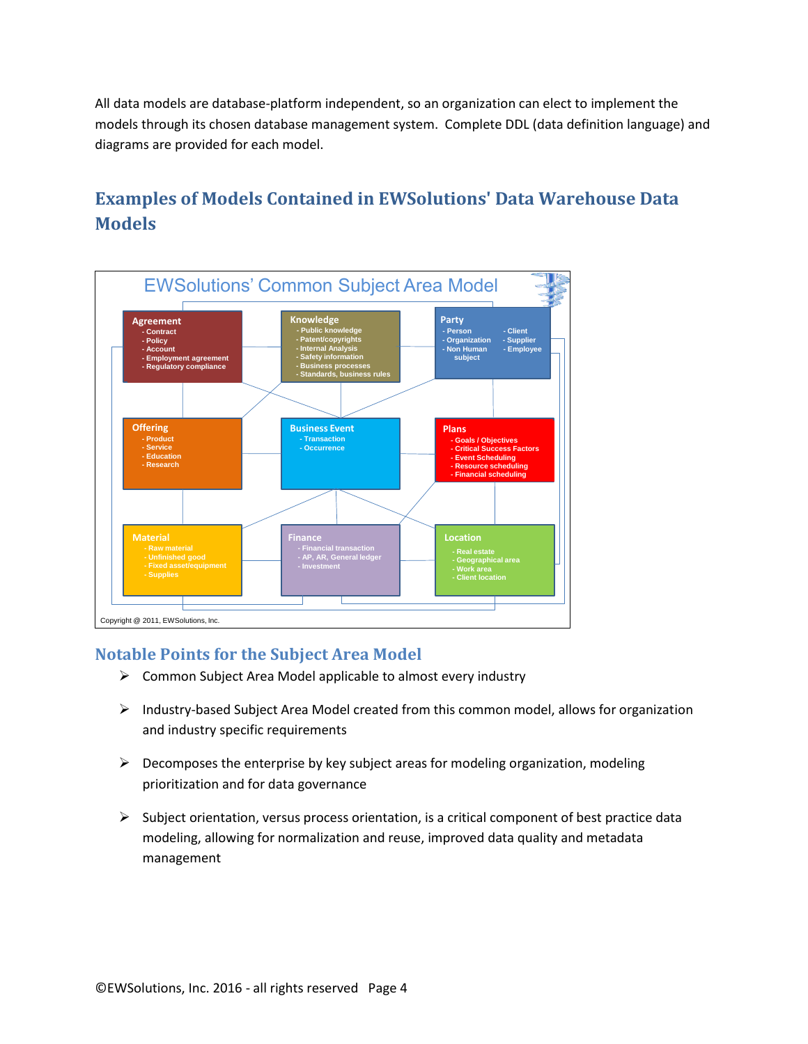All data models are database-platform independent, so an organization can elect to implement the models through its chosen database management system. Complete DDL (data definition language) and diagrams are provided for each model.

## Examples of Models Contained in EWSolutions' Data Warehouse Data Models

**EWSolutions' Common Subject Area Model**

**Agreement**
- Contract
- Policy
- Account
- Employment agreement
- Regulatory compliance

**Knowledge**
- Public knowledge
- Patent/copyrights
- Internal Analysis
- Safety information
- Business processes
- Standards, business rules

**Party**
- Person
- Organization
- Non Human subject
- Client
- Supplier
- Employee

**Offering**
- Product
- Service
- Education
- Research

**Business Event**
- Transaction
- Occurrence

**Plans**
- Goals / Objectives
- Critical Success Factors
- Event Scheduling
- Resource scheduling
- Financial scheduling

**Material**
- Raw material
- Unfinished good
- Fixed asset/equipment
- Supplies

**Finance**
- Financial transaction
- AP, AR, General ledger
- Investment

**Location**
- Real estate
- Geographical area
- Work area
- Client location

Copyright @ 2011, EWSolutions, Inc.

### Notable Points for the Subject Area Model

- Common Subject Area Model applicable to almost every industry
- Industry-based Subject Area Model created from this common model, allows for organization and industry specific requirements
- Decomposes the enterprise by key subject areas for modeling organization, modeling prioritization and for data governance
- Subject orientation, versus process orientation, is a critical component of best practice data modeling, allowing for normalization and reuse, improved data quality and metadata management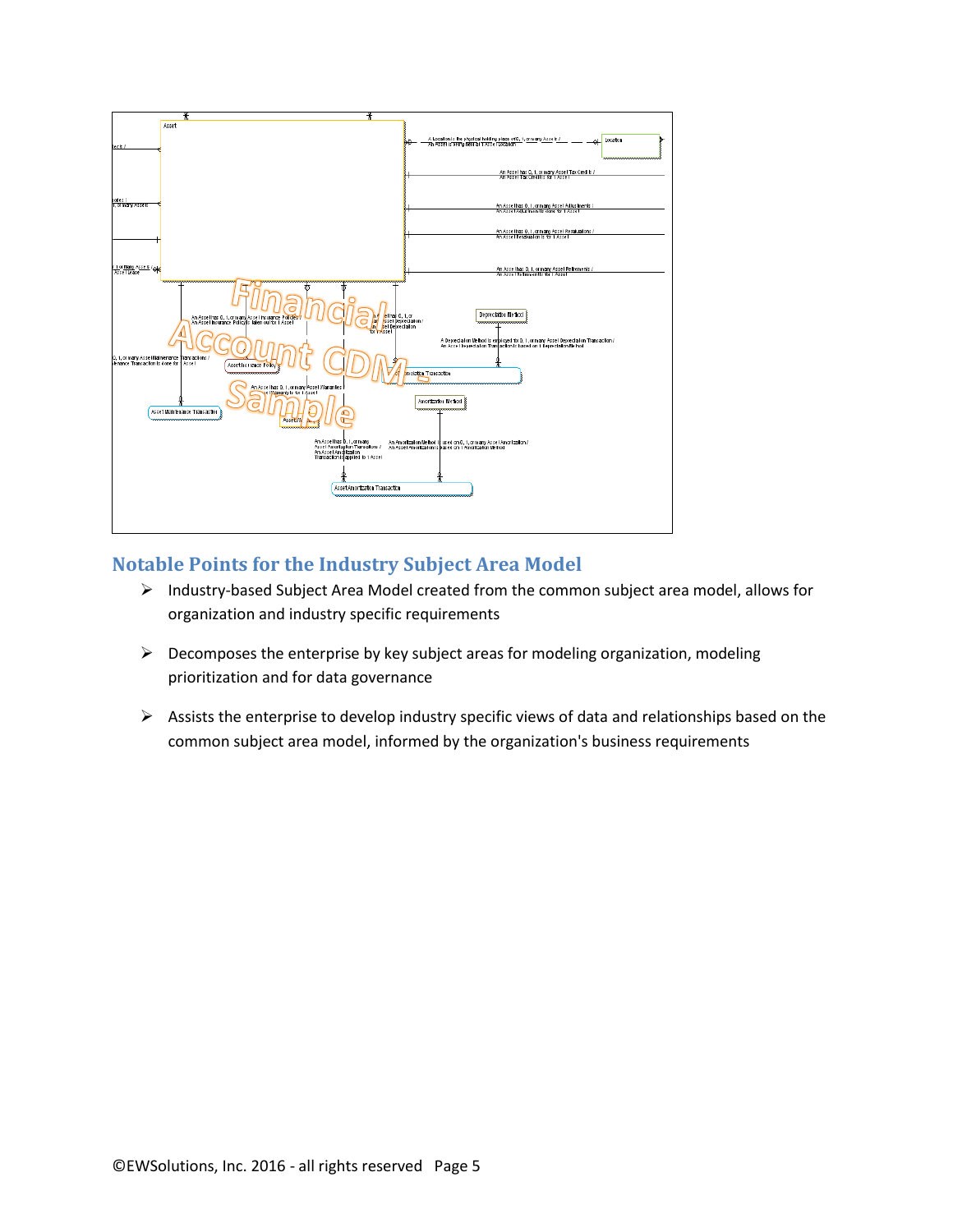## Notable Points for the Industry Subject Area Model

- Industry-based Subject Area Model created from the common subject area model, allows for organization and industry specific requirements
- Decomposes the enterprise by key subject areas for modeling organization, modeling prioritization and for data governance
- Assists the enterprise to develop industry specific views of data and relationships based on the common subject area model, informed by the organization's business requirements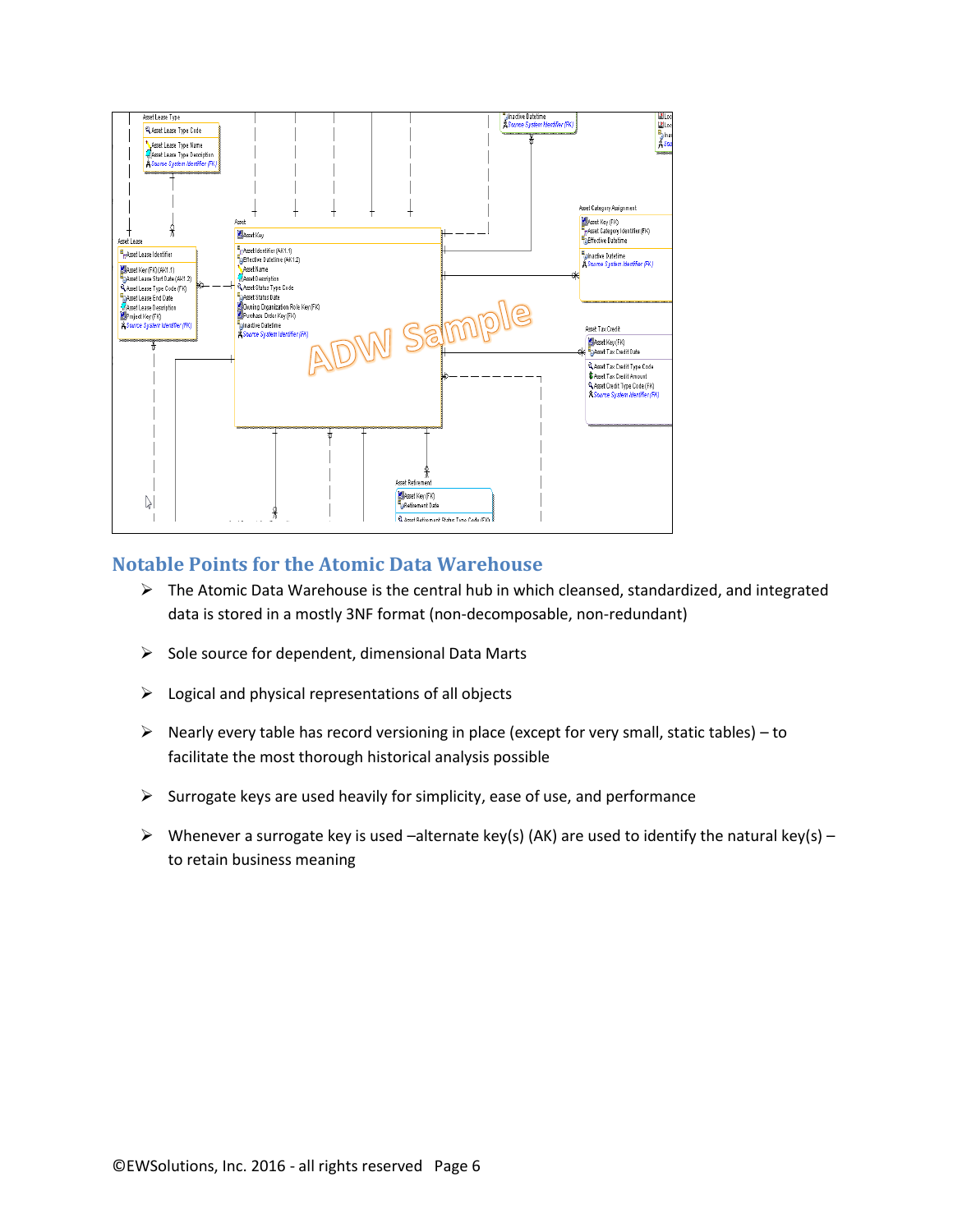## Notable Points for the Atomic Data Warehouse

- The Atomic Data Warehouse is the central hub in which cleansed, standardized, and integrated data is stored in a mostly 3NF format (non-decomposable, non-redundant)
- Sole source for dependent, dimensional Data Marts
- Logical and physical representations of all objects
- Nearly every table has record versioning in place (except for very small, static tables) – to facilitate the most thorough historical analysis possible
- Surrogate keys are used heavily for simplicity, ease of use, and performance
- Whenever a surrogate key is used –alternate key(s) (AK) are used to identify the natural key(s) – to retain business meaning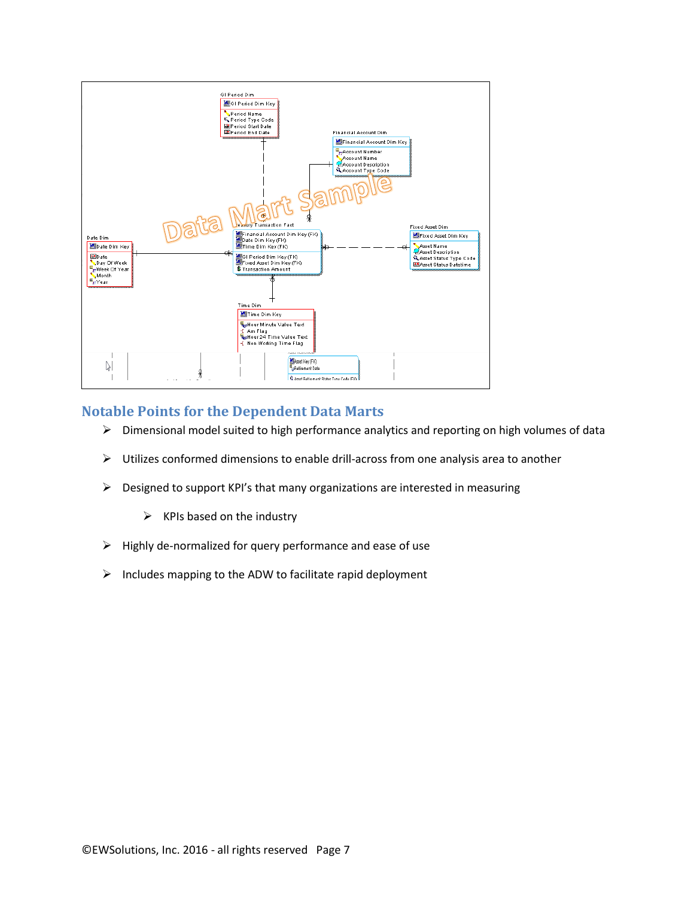## Notable Points for the Dependent Data Marts

- Dimensional model suited to high performance analytics and reporting on high volumes of data
- Utilizes conformed dimensions to enable drill-across from one analysis area to another
- Designed to support KPI's that many organizations are interested in measuring
  - KPIs based on the industry
- Highly de-normalized for query performance and ease of use
- Includes mapping to the ADW to facilitate rapid deployment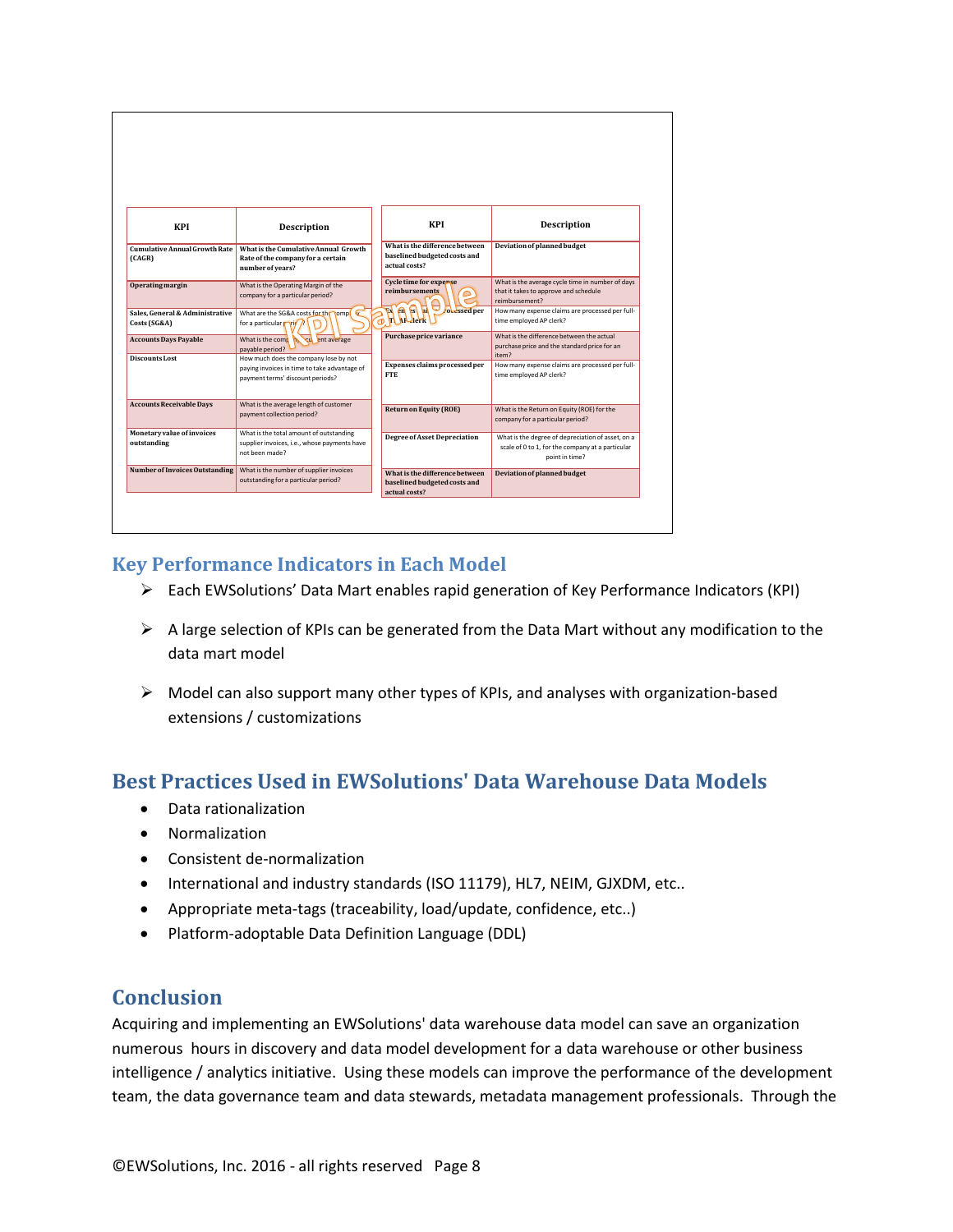| KPI | Description |
| --- | --- |
| Cumulative Annual Growth Rate (CAGR) | What is the Cumulative Annual Growth Rate of the company for a certain number of years? |
| Operating margin | What is the Operating Margin of the company for a particular period? |
| Sales, General & Administrative Costs (SG&A) | What are the SG&A costs for the company for a particular period? |
| Accounts Days Payable | What is the company's current average payable period? |
| Discounts Lost | How much does the company lose by not paying invoices in time to take advantage of payment terms' discount periods? |
| Accounts Receivable Days | What is the average length of customer payment collection period? |
| Monetary value of invoices outstanding | What is the total amount of outstanding supplier invoices, i.e., whose payments have not been made? |
| Number of Invoices Outstanding | What is the number of supplier invoices outstanding for a particular period? |

| KPI | Description |
| --- | --- |
| What is the difference between baselined budgeted costs and actual costs? | Deviation of planned budget |
| Cycle time for expense reimbursements | What is the average cycle time in number of days that it takes to approve and schedule reimbursement? |
| Expenses claims processed per AP clerk | How many expense claims are processed per full-time employed AP clerk? |
| Purchase price variance | What is the difference between the actual purchase price and the standard price for an item? |
| Expenses claims processed per FTE | How many expense claims are processed per full-time employed AP clerk? |
| Return on Equity (ROE) | What is the Return on Equity (ROE) for the company for a particular period? |
| Degree of Asset Depreciation | What is the degree of depreciation of asset, on a scale of 0 to 1, for the company at a particular point in time? |
| What is the difference between baselined budgeted costs and actual costs? | Deviation of planned budget |

## Key Performance Indicators in Each Model

- Each EWSolutions' Data Mart enables rapid generation of Key Performance Indicators (KPI)
- A large selection of KPIs can be generated from the Data Mart without any modification to the data mart model
- Model can also support many other types of KPIs, and analyses with organization-based extensions / customizations

## Best Practices Used in EWSolutions' Data Warehouse Data Models

- Data rationalization
- Normalization
- Consistent de-normalization
- International and industry standards (ISO 11179), HL7, NEIM, GJXDM, etc..
- Appropriate meta-tags (traceability, load/update, confidence, etc..)
- Platform-adoptable Data Definition Language (DDL)

## Conclusion

Acquiring and implementing an EWSolutions' data warehouse data model can save an organization numerous hours in discovery and data model development for a data warehouse or other business intelligence / analytics initiative. Using these models can improve the performance of the development team, the data governance team and data stewards, metadata management professionals. Through the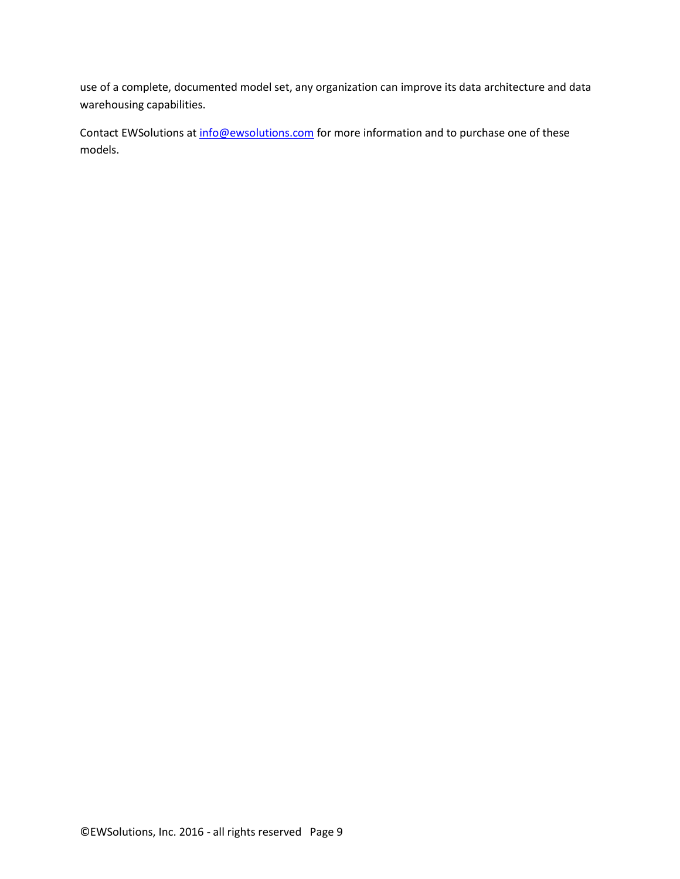use of a complete, documented model set, any organization can improve its data architecture and data warehousing capabilities.

Contact EWSolutions at [info@ewsolutions.com](mailto:info@ewsolutions.com) for more information and to purchase one of these models.